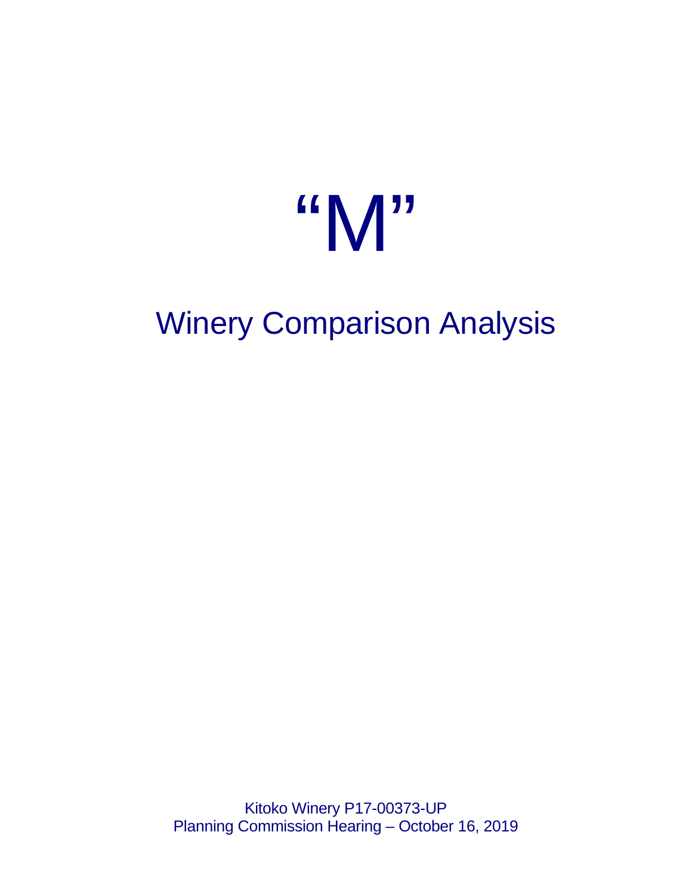# "M"

## Winery Comparison Analysis

Kitoko Winery P17-00373-UP
Planning Commission Hearing – October 16, 2019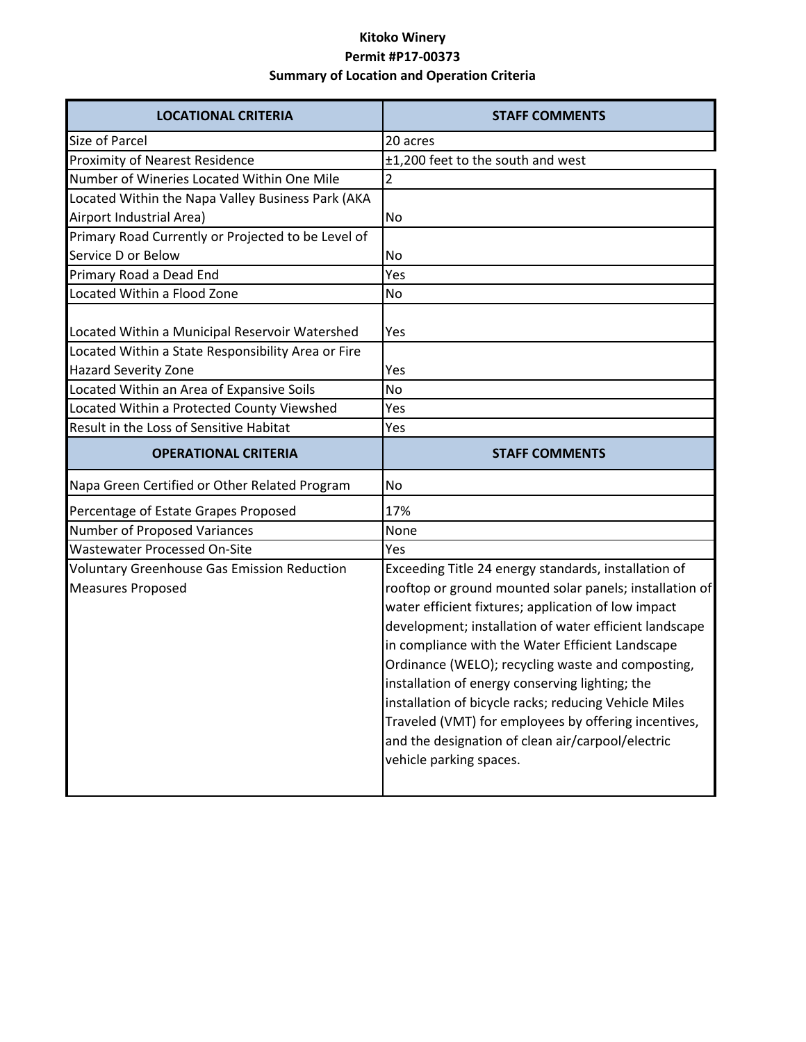**Kitoko Winery**
**Permit #P17-00373**
**Summary of Location and Operation Criteria**

| LOCATIONAL CRITERIA | STAFF COMMENTS |
|---|---|
| Size of Parcel | 20 acres |
| Proximity of Nearest Residence | ±1,200 feet to the south and west |
| Number of Wineries Located Within One Mile | 2 |
| Located Within the Napa Valley Business Park (AKA Airport Industrial Area) | No |
| Primary Road Currently or Projected to be Level of Service D or Below | No |
| Primary Road a Dead End | Yes |
| Located Within a Flood Zone | No |
| Located Within a Municipal Reservoir Watershed | Yes |
| Located Within a State Responsibility Area or Fire Hazard Severity Zone | Yes |
| Located Within an Area of Expansive Soils | No |
| Located Within a Protected County Viewshed | Yes |
| Result in the Loss of Sensitive Habitat | Yes |
| **OPERATIONAL CRITERIA** | **STAFF COMMENTS** |
| Napa Green Certified or Other Related Program | No |
| Percentage of Estate Grapes Proposed | 17% |
| Number of Proposed Variances | None |
| Wastewater Processed On-Site | Yes |
| Voluntary Greenhouse Gas Emission Reduction Measures Proposed | Exceeding Title 24 energy standards, installation of rooftop or ground mounted solar panels; installation of water efficient fixtures; application of low impact development; installation of water efficient landscape in compliance with the Water Efficient Landscape Ordinance (WELO); recycling waste and composting, installation of energy conserving lighting; the installation of bicycle racks; reducing Vehicle Miles Traveled (VMT) for employees by offering incentives, and the designation of clean air/carpool/electric vehicle parking spaces. |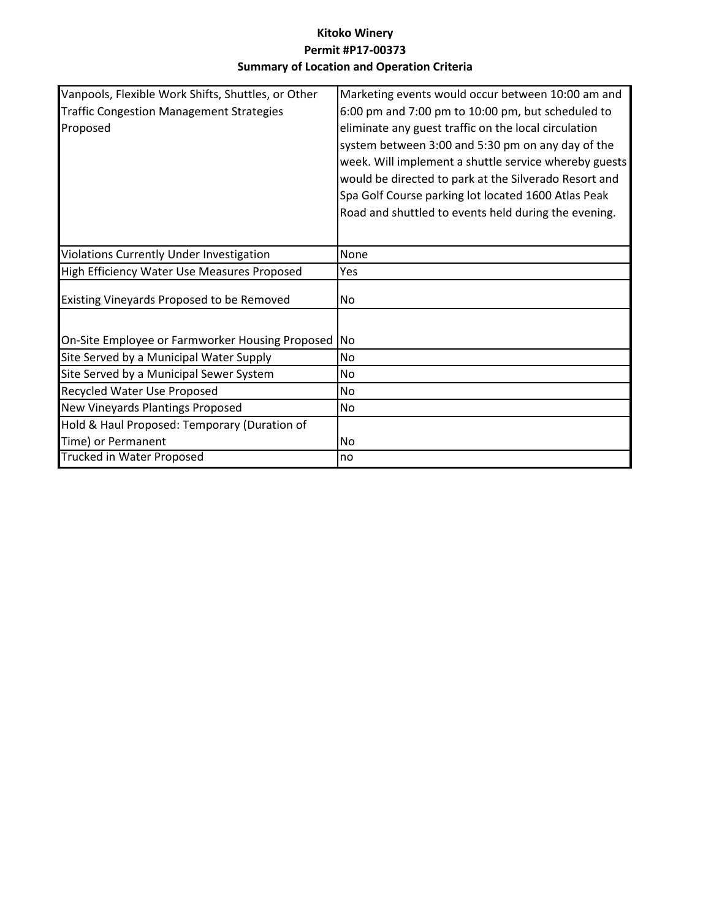**Kitoko Winery**
**Permit #P17-00373**
**Summary of Location and Operation Criteria**

| | |
|---|---|
| Vanpools, Flexible Work Shifts, Shuttles, or Other Traffic Congestion Management Strategies Proposed | Marketing events would occur between 10:00 am and 6:00 pm and 7:00 pm to 10:00 pm, but scheduled to eliminate any guest traffic on the local circulation system between 3:00 and 5:30 pm on any day of the week. Will implement a shuttle service whereby guests would be directed to park at the Silverado Resort and Spa Golf Course parking lot located 1600 Atlas Peak Road and shuttled to events held during the evening. |
| Violations Currently Under Investigation | None |
| High Efficiency Water Use Measures Proposed | Yes |
| Existing Vineyards Proposed to be Removed | No |
| On-Site Employee or Farmworker Housing Proposed | No |
| Site Served by a Municipal Water Supply | No |
| Site Served by a Municipal Sewer System | No |
| Recycled Water Use Proposed | No |
| New Vineyards Plantings Proposed | No |
| Hold & Haul Proposed: Temporary (Duration of Time) or Permanent | No |
| Trucked in Water Proposed | no |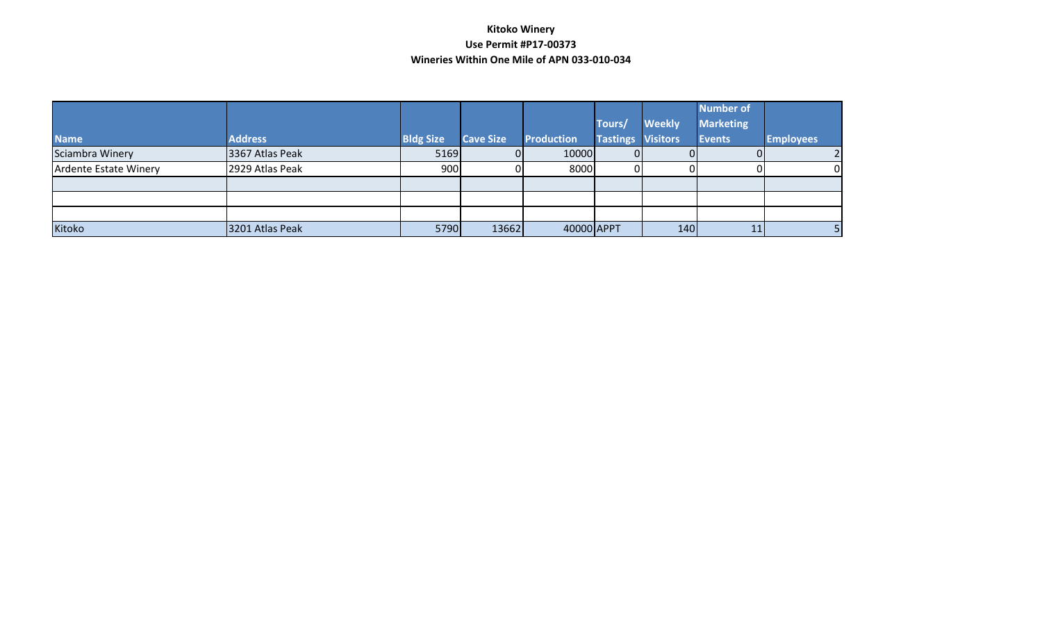**Kitoko Winery**

**Use Permit #P17-00373**

**Wineries Within One Mile of APN 033-010-034**

| Name | Address | Bldg Size | Cave Size | Production | Tours/ Tastings | Weekly Visitors | Number of Marketing Events | Employees |
|---|---|---|---|---|---|---|---|---|
| Sciambra Winery | 3367 Atlas Peak | 5169 | 0 | 10000 | 0 | 0 | 0 | 2 |
| Ardente Estate Winery | 2929 Atlas Peak | 900 | 0 | 8000 | 0 | 0 | 0 | 0 |
| | | | | | | | | |
| | | | | | | | | |
| | | | | | | | | |
| Kitoko | 3201 Atlas Peak | 5790 | 13662 | 40000 | APPT | 140 | 11 | 5 |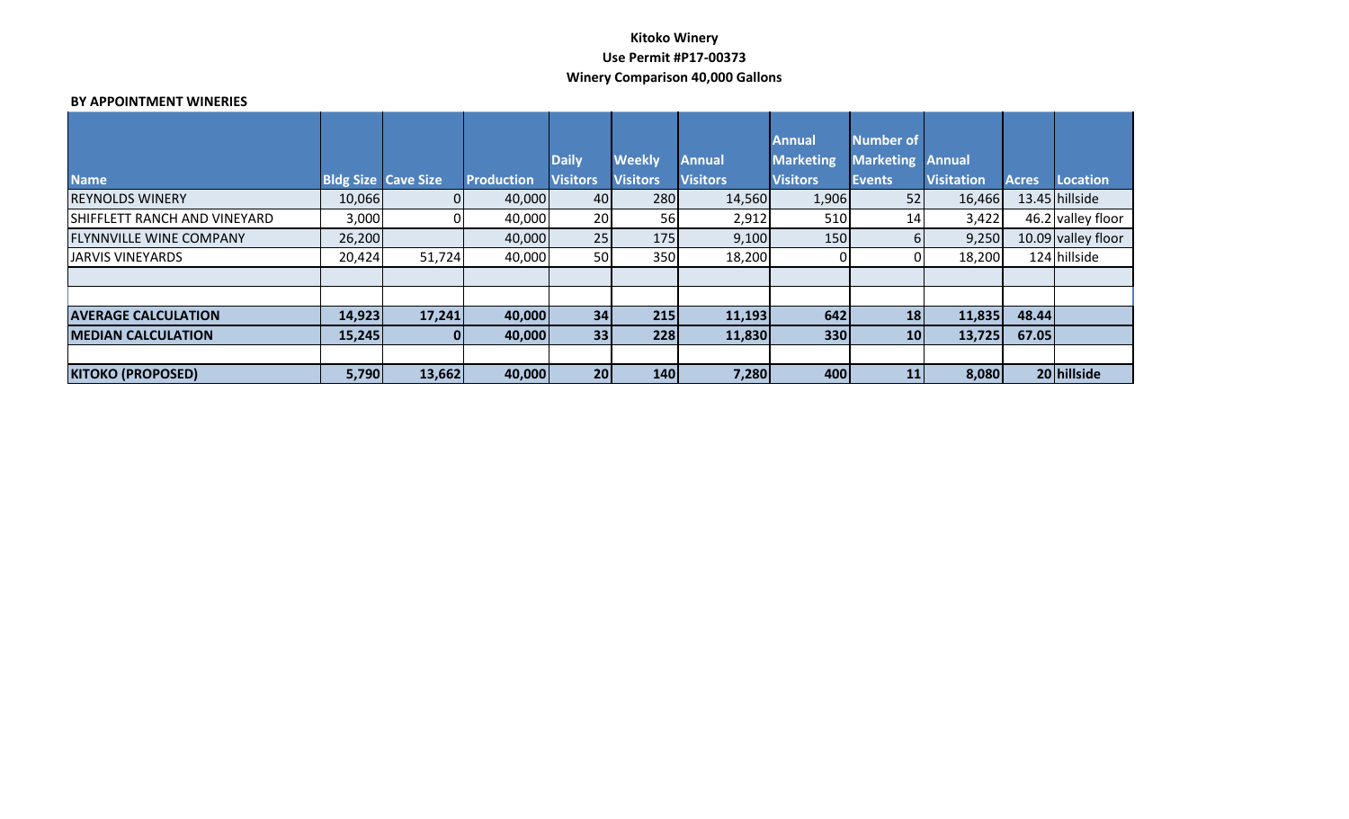**Kitoko Winery**

**Use Permit #P17-00373**

**Winery Comparison 40,000 Gallons**

**BY APPOINTMENT WINERIES**

| Name | Bldg Size | Cave Size | Production | Daily Visitors | Weekly Visitors | Annual Visitors | Annual Marketing Visitors | Number of Marketing Events | Annual Visitation | Acres | Location |
|---|---|---|---|---|---|---|---|---|---|---|---|
| REYNOLDS WINERY | 10,066 | 0 | 40,000 | 40 | 280 | 14,560 | 1,906 | 52 | 16,466 | 13.45 | hillside |
| SHIFFLETT RANCH AND VINEYARD | 3,000 | 0 | 40,000 | 20 | 56 | 2,912 | 510 | 14 | 3,422 | 46.2 | valley floor |
| FLYNNVILLE WINE COMPANY | 26,200 | | 40,000 | 25 | 175 | 9,100 | 150 | 6 | 9,250 | 10.09 | valley floor |
| JARVIS VINEYARDS | 20,424 | 51,724 | 40,000 | 50 | 350 | 18,200 | 0 | 0 | 18,200 | 124 | hillside |
| | | | | | | | | | | | |
| | | | | | | | | | | | |
| **AVERAGE CALCULATION** | **14,923** | **17,241** | **40,000** | **34** | **215** | **11,193** | **642** | **18** | **11,835** | **48.44** | |
| **MEDIAN CALCULATION** | **15,245** | **0** | **40,000** | **33** | **228** | **11,830** | **330** | **10** | **13,725** | **67.05** | |
| | | | | | | | | | | | |
| **KITOKO (PROPOSED)** | **5,790** | **13,662** | **40,000** | **20** | **140** | **7,280** | **400** | **11** | **8,080** | **20** | **hillside** |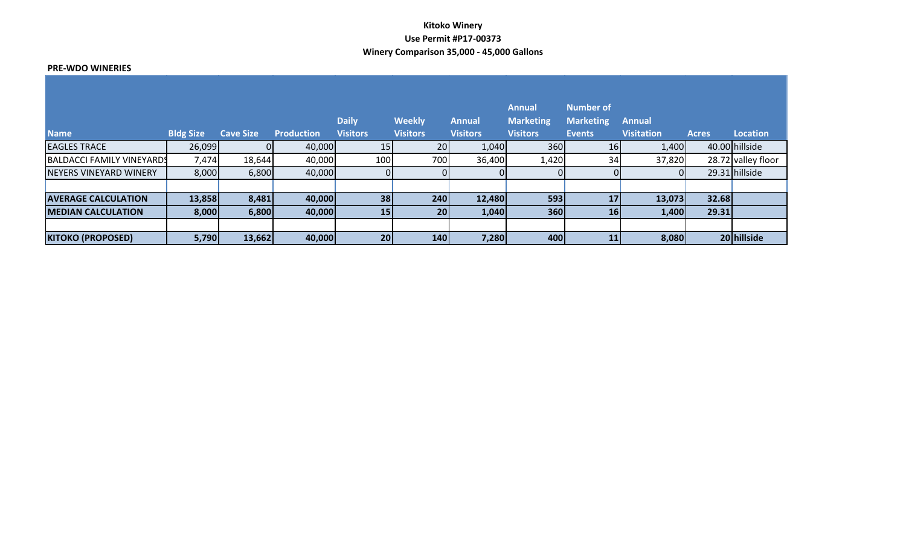**Kitoko Winery**
**Use Permit #P17-00373**
**Winery Comparison 35,000 - 45,000 Gallons**

**PRE-WDO WINERIES**

| Name | Bldg Size | Cave Size | Production | Daily Visitors | Weekly Visitors | Annual Visitors | Annual Marketing Visitors | Number of Marketing Events | Annual Visitation | Acres | Location |
|---|---|---|---|---|---|---|---|---|---|---|---|
| EAGLES TRACE | 26,099 | 0 | 40,000 | 15 | 20 | 1,040 | 360 | 16 | 1,400 | 40.00 | hillside |
| BALDACCI FAMILY VINEYARDS | 7,474 | 18,644 | 40,000 | 100 | 700 | 36,400 | 1,420 | 34 | 37,820 | 28.72 | valley floor |
| NEYERS VINEYARD WINERY | 8,000 | 6,800 | 40,000 | 0 | 0 | 0 | 0 | 0 | 0 | 29.31 | hillside |
| | | | | | | | | | | | |
| **AVERAGE CALCULATION** | **13,858** | **8,481** | **40,000** | **38** | **240** | **12,480** | **593** | **17** | **13,073** | **32.68** | |
| **MEDIAN CALCULATION** | **8,000** | **6,800** | **40,000** | **15** | **20** | **1,040** | **360** | **16** | **1,400** | **29.31** | |
| | | | | | | | | | | | |
| **KITOKO (PROPOSED)** | **5,790** | **13,662** | **40,000** | **20** | **140** | **7,280** | **400** | **11** | **8,080** | **20** | **hillside** |